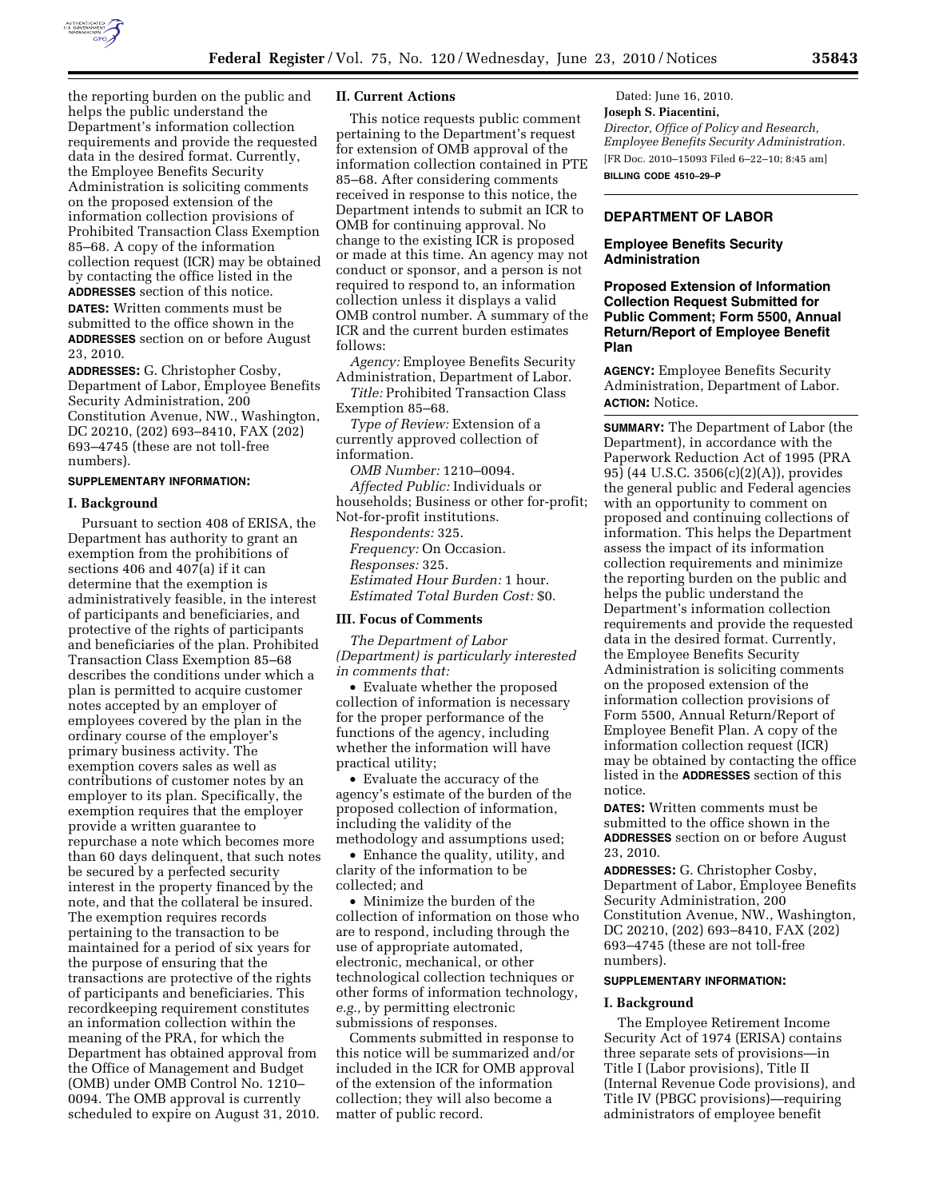the reporting burden on the public and helps the public understand the Department's information collection requirements and provide the requested data in the desired format. Currently, the Employee Benefits Security Administration is soliciting comments on the proposed extension of the information collection provisions of Prohibited Transaction Class Exemption 85–68. A copy of the information collection request (ICR) may be obtained by contacting the office listed in the **ADDRESSES** section of this notice.

**DATES:** Written comments must be submitted to the office shown in the **ADDRESSES** section on or before August 23, 2010.

**ADDRESSES:** G. Christopher Cosby, Department of Labor, Employee Benefits Security Administration, 200 Constitution Avenue, NW., Washington, DC 20210, (202) 693–8410, FAX (202) 693–4745 (these are not toll-free numbers).

**SUPPLEMENTARY INFORMATION:**

**I. Background**

Pursuant to section 408 of ERISA, the Department has authority to grant an exemption from the prohibitions of sections 406 and 407(a) if it can determine that the exemption is administratively feasible, in the interest of participants and beneficiaries, and protective of the rights of participants and beneficiaries of the plan. Prohibited Transaction Class Exemption 85–68 describes the conditions under which a plan is permitted to acquire customer notes accepted by an employer of employees covered by the plan in the ordinary course of the employer's primary business activity. The exemption covers sales as well as contributions of customer notes by an employer to its plan. Specifically, the exemption requires that the employer provide a written guarantee to repurchase a note which becomes more than 60 days delinquent, that such notes be secured by a perfected security interest in the property financed by the note, and that the collateral be insured. The exemption requires records pertaining to the transaction to be maintained for a period of six years for the purpose of ensuring that the transactions are protective of the rights of participants and beneficiaries. This recordkeeping requirement constitutes an information collection within the meaning of the PRA, for which the Department has obtained approval from the Office of Management and Budget (OMB) under OMB Control No. 1210–0094. The OMB approval is currently scheduled to expire on August 31, 2010.

**II. Current Actions**

This notice requests public comment pertaining to the Department's request for extension of OMB approval of the information collection contained in PTE 85–68. After considering comments received in response to this notice, the Department intends to submit an ICR to OMB for continuing approval. No change to the existing ICR is proposed or made at this time. An agency may not conduct or sponsor, and a person is not required to respond to, an information collection unless it displays a valid OMB control number. A summary of the ICR and the current burden estimates follows:

*Agency:* Employee Benefits Security Administration, Department of Labor.

*Title:* Prohibited Transaction Class Exemption 85–68.

*Type of Review:* Extension of a currently approved collection of information.

*OMB Number:* 1210–0094.

*Affected Public:* Individuals or households; Business or other for-profit; Not-for-profit institutions.

*Respondents:* 325.

*Frequency:* On Occasion.

*Responses:* 325.

*Estimated Hour Burden:* 1 hour.

*Estimated Total Burden Cost:* $0.

**III. Focus of Comments**

*The Department of Labor (Department) is particularly interested in comments that:*

- Evaluate whether the proposed collection of information is necessary for the proper performance of the functions of the agency, including whether the information will have practical utility;
- Evaluate the accuracy of the agency's estimate of the burden of the proposed collection of information, including the validity of the methodology and assumptions used;
- Enhance the quality, utility, and clarity of the information to be collected; and
- Minimize the burden of the collection of information on those who are to respond, including through the use of appropriate automated, electronic, mechanical, or other technological collection techniques or other forms of information technology, *e.g.,* by permitting electronic submissions of responses.

Comments submitted in response to this notice will be summarized and/or included in the ICR for OMB approval of the extension of the information collection; they will also become a matter of public record.

Dated: June 16, 2010.

**Joseph S. Piacentini,**

*Director, Office of Policy and Research, Employee Benefits Security Administration.*

[FR Doc. 2010–15093 Filed 6–22–10; 8:45 am]

**BILLING CODE 4510–29–P**

## DEPARTMENT OF LABOR

### Employee Benefits Security Administration

### Proposed Extension of Information Collection Request Submitted for Public Comment; Form 5500, Annual Return/Report of Employee Benefit Plan

**AGENCY:** Employee Benefits Security Administration, Department of Labor.

**ACTION:** Notice.

**SUMMARY:** The Department of Labor (the Department), in accordance with the Paperwork Reduction Act of 1995 (PRA 95) (44 U.S.C. 3506(c)(2)(A)), provides the general public and Federal agencies with an opportunity to comment on proposed and continuing collections of information. This helps the Department assess the impact of its information collection requirements and minimize the reporting burden on the public and helps the public understand the Department's information collection requirements and provide the requested data in the desired format. Currently, the Employee Benefits Security Administration is soliciting comments on the proposed extension of the information collection provisions of Form 5500, Annual Return/Report of Employee Benefit Plan. A copy of the information collection request (ICR) may be obtained by contacting the office listed in the **ADDRESSES** section of this notice.

**DATES:** Written comments must be submitted to the office shown in the **ADDRESSES** section on or before August 23, 2010.

**ADDRESSES:** G. Christopher Cosby, Department of Labor, Employee Benefits Security Administration, 200 Constitution Avenue, NW., Washington, DC 20210, (202) 693–8410, FAX (202) 693–4745 (these are not toll-free numbers).

**SUPPLEMENTARY INFORMATION:**

**I. Background**

The Employee Retirement Income Security Act of 1974 (ERISA) contains three separate sets of provisions—in Title I (Labor provisions), Title II (Internal Revenue Code provisions), and Title IV (PBGC provisions)—requiring administrators of employee benefit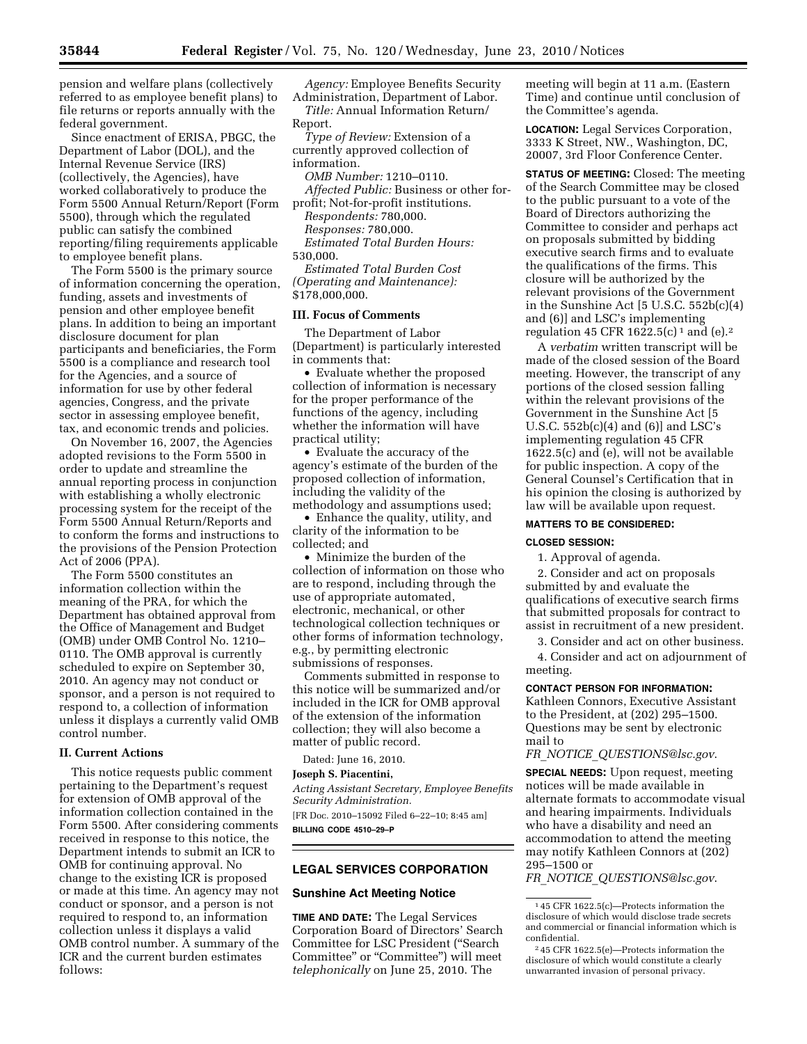pension and welfare plans (collectively referred to as employee benefit plans) to file returns or reports annually with the federal government.

Since enactment of ERISA, PBGC, the Department of Labor (DOL), and the Internal Revenue Service (IRS) (collectively, the Agencies), have worked collaboratively to produce the Form 5500 Annual Return/Report (Form 5500), through which the regulated public can satisfy the combined reporting/filing requirements applicable to employee benefit plans.

The Form 5500 is the primary source of information concerning the operation, funding, assets and investments of pension and other employee benefit plans. In addition to being an important disclosure document for plan participants and beneficiaries, the Form 5500 is a compliance and research tool for the Agencies, and a source of information for use by other federal agencies, Congress, and the private sector in assessing employee benefit, tax, and economic trends and policies.

On November 16, 2007, the Agencies adopted revisions to the Form 5500 in order to update and streamline the annual reporting process in conjunction with establishing a wholly electronic processing system for the receipt of the Form 5500 Annual Return/Reports and to conform the forms and instructions to the provisions of the Pension Protection Act of 2006 (PPA).

The Form 5500 constitutes an information collection within the meaning of the PRA, for which the Department has obtained approval from the Office of Management and Budget (OMB) under OMB Control No. 1210–0110. The OMB approval is currently scheduled to expire on September 30, 2010. An agency may not conduct or sponsor, and a person is not required to respond to, a collection of information unless it displays a currently valid OMB control number.

## II. Current Actions

This notice requests public comment pertaining to the Department's request for extension of OMB approval of the information collection contained in the Form 5500. After considering comments received in response to this notice, the Department intends to submit an ICR to OMB for continuing approval. No change to the existing ICR is proposed or made at this time. An agency may not conduct or sponsor, and a person is not required to respond to, an information collection unless it displays a valid OMB control number. A summary of the ICR and the current burden estimates follows:

*Agency:* Employee Benefits Security Administration, Department of Labor.

*Title:* Annual Information Return/Report.

*Type of Review:* Extension of a currently approved collection of information.

*OMB Number:* 1210–0110.

*Affected Public:* Business or other for-profit; Not-for-profit institutions.

*Respondents:* 780,000.

*Responses:* 780,000.

*Estimated Total Burden Hours:* 530,000.

*Estimated Total Burden Cost (Operating and Maintenance):* $178,000,000.

## III. Focus of Comments

The Department of Labor (Department) is particularly interested in comments that:

- Evaluate whether the proposed collection of information is necessary for the proper performance of the functions of the agency, including whether the information will have practical utility;
- Evaluate the accuracy of the agency's estimate of the burden of the proposed collection of information, including the validity of the methodology and assumptions used;
- Enhance the quality, utility, and clarity of the information to be collected; and
- Minimize the burden of the collection of information on those who are to respond, including through the use of appropriate automated, electronic, mechanical, or other technological collection techniques or other forms of information technology, e.g., by permitting electronic submissions of responses.

Comments submitted in response to this notice will be summarized and/or included in the ICR for OMB approval of the extension of the information collection; they will also become a matter of public record.

Dated: June 16, 2010.

**Joseph S. Piacentini,**

*Acting Assistant Secretary, Employee Benefits Security Administration.*

[FR Doc. 2010–15092 Filed 6–22–10; 8:45 am]

**BILLING CODE 4510–29–P**

## LEGAL SERVICES CORPORATION

### Sunshine Act Meeting Notice

**TIME AND DATE:** The Legal Services Corporation Board of Directors' Search Committee for LSC President ("Search Committee" or "Committee") will meet *telephonically* on June 25, 2010. The meeting will begin at 11 a.m. (Eastern Time) and continue until conclusion of the Committee's agenda.

**LOCATION:** Legal Services Corporation, 3333 K Street, NW., Washington, DC, 20007, 3rd Floor Conference Center.

**STATUS OF MEETING:** Closed: The meeting of the Search Committee may be closed to the public pursuant to a vote of the Board of Directors authorizing the Committee to consider and perhaps act on proposals submitted by bidding executive search firms and to evaluate the qualifications of the firms. This closure will be authorized by the relevant provisions of the Government in the Sunshine Act [5 U.S.C. 552b(c)(4) and (6)] and LSC's implementing regulation 45 CFR 1622.5(c) [1] and (e).[2]

A *verbatim* written transcript will be made of the closed session of the Board meeting. However, the transcript of any portions of the closed session falling within the relevant provisions of the Government in the Sunshine Act [5 U.S.C. 552b(c)(4) and (6)] and LSC's implementing regulation 45 CFR 1622.5(c) and (e), will not be available for public inspection. A copy of the General Counsel's Certification that in his opinion the closing is authorized by law will be available upon request.

**MATTERS TO BE CONSIDERED:**

**CLOSED SESSION:**

1. Approval of agenda.
2. Consider and act on proposals submitted by and evaluate the qualifications of executive search firms that submitted proposals for contract to assist in recruitment of a new president.
3. Consider and act on other business.
4. Consider and act on adjournment of meeting.

**CONTACT PERSON FOR INFORMATION:** Kathleen Connors, Executive Assistant to the President, at (202) 295–1500. Questions may be sent by electronic mail to *FR_NOTICE_QUESTIONS@lsc.gov*.

**SPECIAL NEEDS:** Upon request, meeting notices will be made available in alternate formats to accommodate visual and hearing impairments. Individuals who have a disability and need an accommodation to attend the meeting may notify Kathleen Connors at (202) 295–1500 or *FR_NOTICE_QUESTIONS@lsc.gov*.

---

[1] 45 CFR 1622.5(c)—Protects information the disclosure of which would disclose trade secrets and commercial or financial information which is confidential.

[2] 45 CFR 1622.5(e)—Protects information the disclosure of which would constitute a clearly unwarranted invasion of personal privacy.